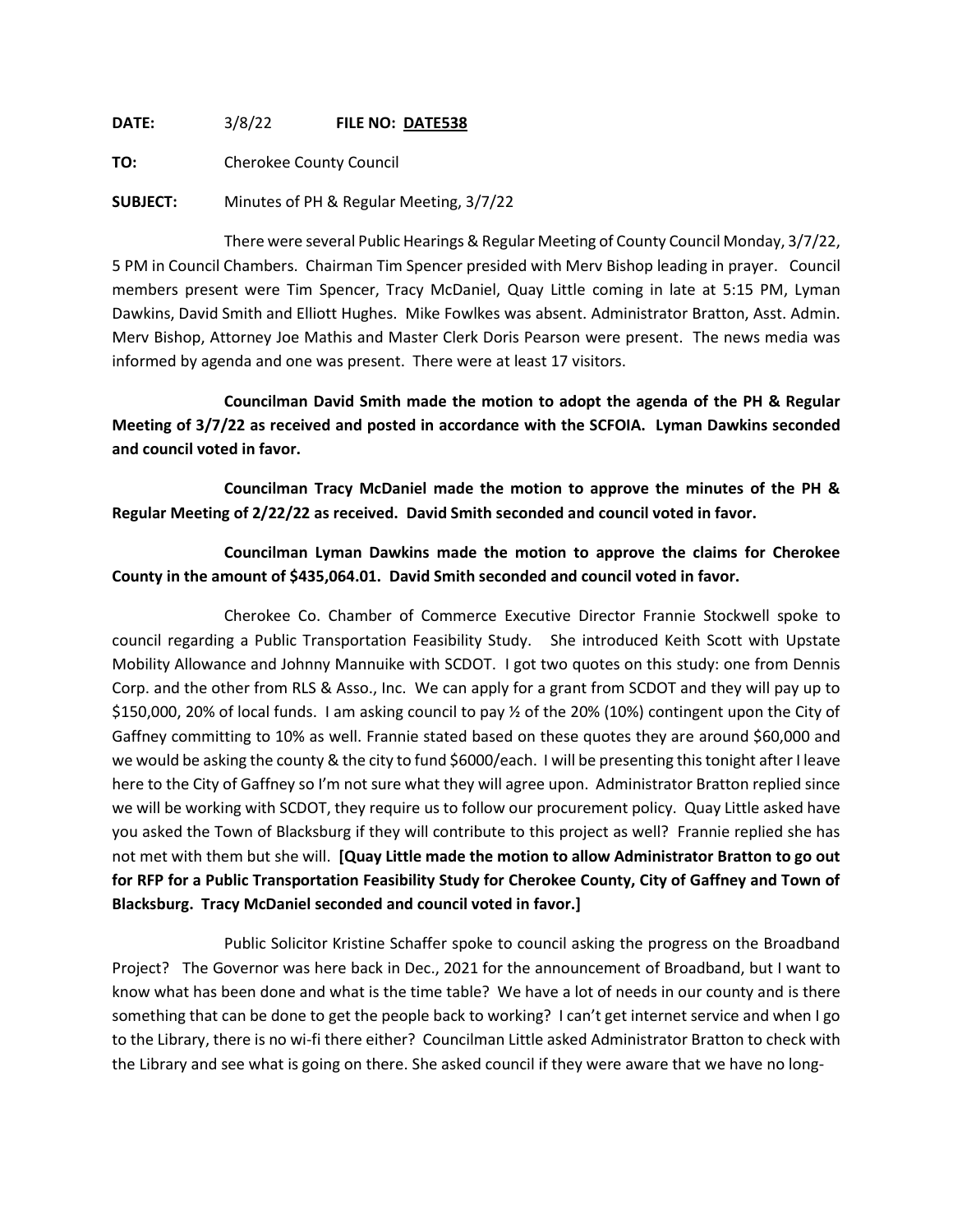**DATE:** 3/8/22 **FILE NO: DATE538**

**TO:** Cherokee County Council

**SUBJECT:** Minutes of PH & Regular Meeting, 3/7/22

There were several Public Hearings & Regular Meeting of County Council Monday, 3/7/22, 5 PM in Council Chambers. Chairman Tim Spencer presided with Merv Bishop leading in prayer. Council members present were Tim Spencer, Tracy McDaniel, Quay Little coming in late at 5:15 PM, Lyman Dawkins, David Smith and Elliott Hughes. Mike Fowlkes was absent. Administrator Bratton, Asst. Admin. Merv Bishop, Attorney Joe Mathis and Master Clerk Doris Pearson were present. The news media was informed by agenda and one was present. There were at least 17 visitors.

**Councilman David Smith made the motion to adopt the agenda of the PH & Regular Meeting of 3/7/22 as received and posted in accordance with the SCFOIA. Lyman Dawkins seconded and council voted in favor.**

**Councilman Tracy McDaniel made the motion to approve the minutes of the PH & Regular Meeting of 2/22/22 as received. David Smith seconded and council voted in favor.**

**Councilman Lyman Dawkins made the motion to approve the claims for Cherokee County in the amount of $435,064.01. David Smith seconded and council voted in favor.**

Cherokee Co. Chamber of Commerce Executive Director Frannie Stockwell spoke to council regarding a Public Transportation Feasibility Study. She introduced Keith Scott with Upstate Mobility Allowance and Johnny Mannuike with SCDOT. I got two quotes on this study: one from Dennis Corp. and the other from RLS & Asso., Inc. We can apply for a grant from SCDOT and they will pay up to $150,000, 20% of local funds. I am asking council to pay ½ of the 20% (10%) contingent upon the City of Gaffney committing to 10% as well. Frannie stated based on these quotes they are around $60,000 and we would be asking the county & the city to fund $6000/each. I will be presenting this tonight after I leave here to the City of Gaffney so I'm not sure what they will agree upon. Administrator Bratton replied since we will be working with SCDOT, they require us to follow our procurement policy. Quay Little asked have you asked the Town of Blacksburg if they will contribute to this project as well? Frannie replied she has not met with them but she will. **[Quay Little made the motion to allow Administrator Bratton to go out for RFP for a Public Transportation Feasibility Study for Cherokee County, City of Gaffney and Town of Blacksburg. Tracy McDaniel seconded and council voted in favor.]**

Public Solicitor Kristine Schaffer spoke to council asking the progress on the Broadband Project? The Governor was here back in Dec., 2021 for the announcement of Broadband, but I want to know what has been done and what is the time table? We have a lot of needs in our county and is there something that can be done to get the people back to working? I can't get internet service and when I go to the Library, there is no wi-fi there either? Councilman Little asked Administrator Bratton to check with the Library and see what is going on there. She asked council if they were aware that we have no long-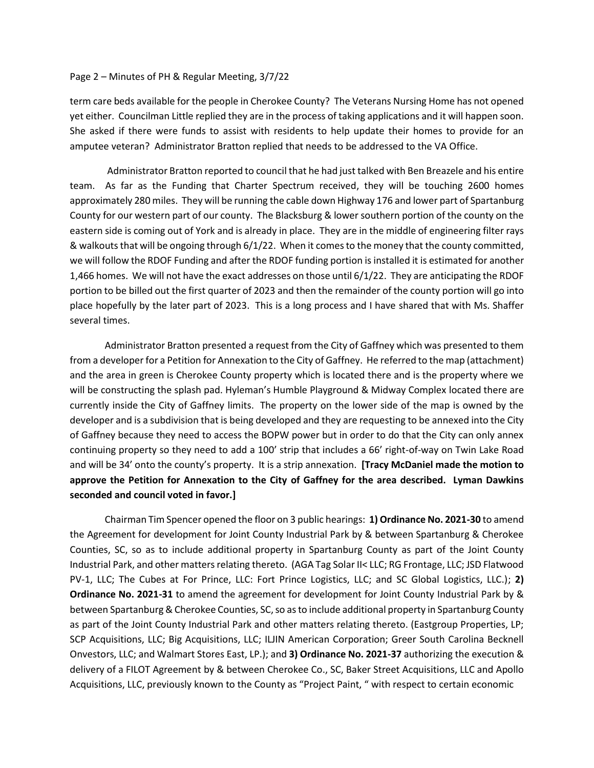term care beds available for the people in Cherokee County? The Veterans Nursing Home has not opened yet either. Councilman Little replied they are in the process of taking applications and it will happen soon. She asked if there were funds to assist with residents to help update their homes to provide for an amputee veteran? Administrator Bratton replied that needs to be addressed to the VA Office.

Administrator Bratton reported to council that he had just talked with Ben Breazele and his entire team. As far as the Funding that Charter Spectrum received, they will be touching 2600 homes approximately 280 miles. They will be running the cable down Highway 176 and lower part of Spartanburg County for our western part of our county. The Blacksburg & lower southern portion of the county on the eastern side is coming out of York and is already in place. They are in the middle of engineering filter rays & walkouts that will be ongoing through 6/1/22. When it comes to the money that the county committed, we will follow the RDOF Funding and after the RDOF funding portion is installed it is estimated for another 1,466 homes. We will not have the exact addresses on those until 6/1/22. They are anticipating the RDOF portion to be billed out the first quarter of 2023 and then the remainder of the county portion will go into place hopefully by the later part of 2023. This is a long process and I have shared that with Ms. Shaffer several times.

Administrator Bratton presented a request from the City of Gaffney which was presented to them from a developer for a Petition for Annexation to the City of Gaffney. He referred to the map (attachment) and the area in green is Cherokee County property which is located there and is the property where we will be constructing the splash pad. Hyleman's Humble Playground & Midway Complex located there are currently inside the City of Gaffney limits. The property on the lower side of the map is owned by the developer and is a subdivision that is being developed and they are requesting to be annexed into the City of Gaffney because they need to access the BOPW power but in order to do that the City can only annex continuing property so they need to add a 100' strip that includes a 66' right-of-way on Twin Lake Road and will be 34' onto the county's property. It is a strip annexation. **[Tracy McDaniel made the motion to approve the Petition for Annexation to the City of Gaffney for the area described. Lyman Dawkins seconded and council voted in favor.]**

Chairman Tim Spencer opened the floor on 3 public hearings: **1) Ordinance No. 2021-30** to amend the Agreement for development for Joint County Industrial Park by & between Spartanburg & Cherokee Counties, SC, so as to include additional property in Spartanburg County as part of the Joint County Industrial Park, and other matters relating thereto. (AGA Tag Solar II< LLC; RG Frontage, LLC; JSD Flatwood PV-1, LLC; The Cubes at For Prince, LLC: Fort Prince Logistics, LLC; and SC Global Logistics, LLC.); **2) Ordinance No. 2021-31** to amend the agreement for development for Joint County Industrial Park by & between Spartanburg & Cherokee Counties, SC, so as to include additional property in Spartanburg County as part of the Joint County Industrial Park and other matters relating thereto. (Eastgroup Properties, LP; SCP Acquisitions, LLC; Big Acquisitions, LLC; ILJIN American Corporation; Greer South Carolina Becknell Onvestors, LLC; and Walmart Stores East, LP.); and **3) Ordinance No. 2021-37** authorizing the execution & delivery of a FILOT Agreement by & between Cherokee Co., SC, Baker Street Acquisitions, LLC and Apollo Acquisitions, LLC, previously known to the County as "Project Paint, " with respect to certain economic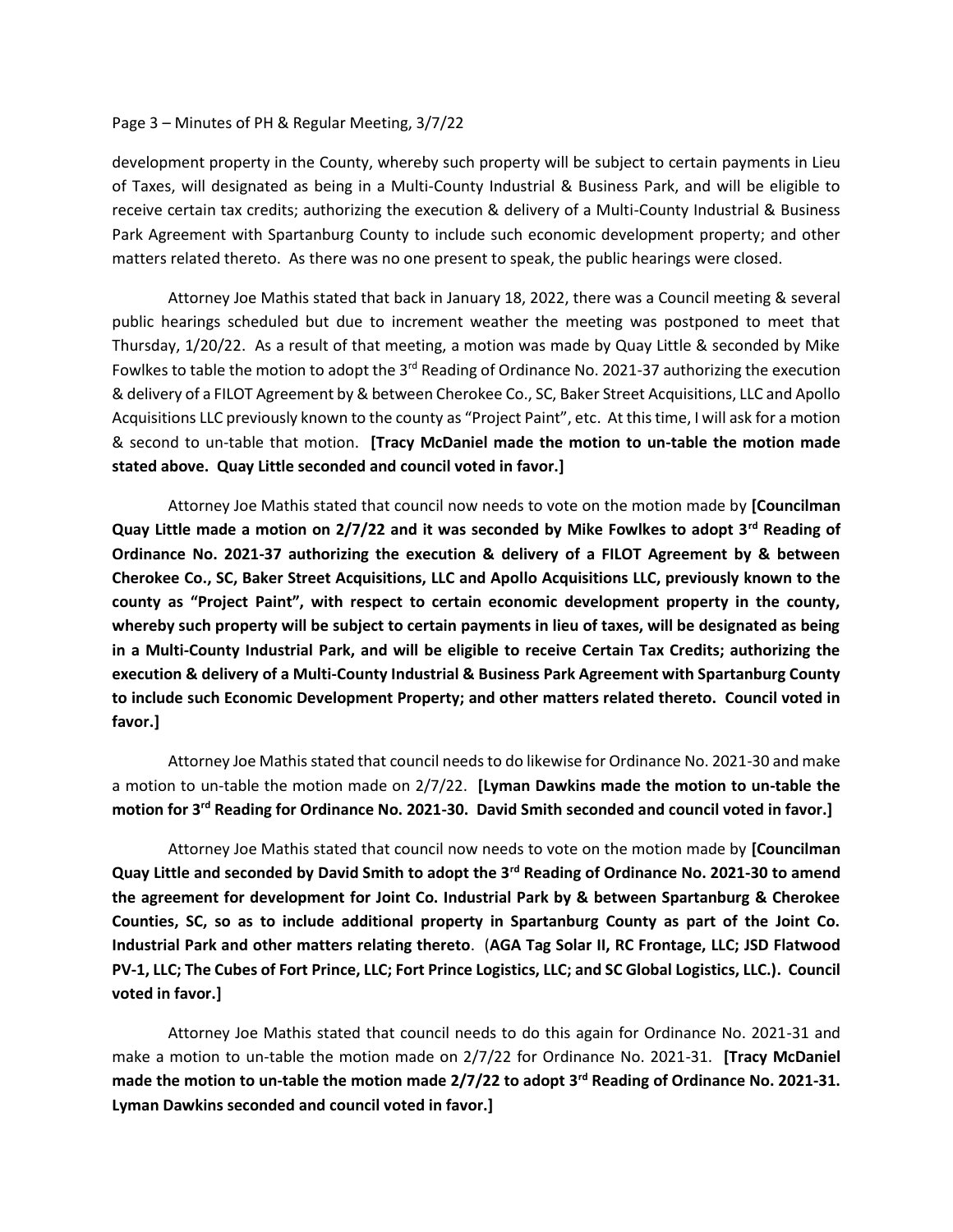development property in the County, whereby such property will be subject to certain payments in Lieu of Taxes, will designated as being in a Multi-County Industrial & Business Park, and will be eligible to receive certain tax credits; authorizing the execution & delivery of a Multi-County Industrial & Business Park Agreement with Spartanburg County to include such economic development property; and other matters related thereto. As there was no one present to speak, the public hearings were closed.

Attorney Joe Mathis stated that back in January 18, 2022, there was a Council meeting & several public hearings scheduled but due to increment weather the meeting was postponed to meet that Thursday, 1/20/22. As a result of that meeting, a motion was made by Quay Little & seconded by Mike Fowlkes to table the motion to adopt the 3rd Reading of Ordinance No. 2021-37 authorizing the execution & delivery of a FILOT Agreement by & between Cherokee Co., SC, Baker Street Acquisitions, LLC and Apollo Acquisitions LLC previously known to the county as "Project Paint", etc. At this time, I will ask for a motion & second to un-table that motion. **[Tracy McDaniel made the motion to un-table the motion made stated above. Quay Little seconded and council voted in favor.]**

Attorney Joe Mathis stated that council now needs to vote on the motion made by **[Councilman Quay Little made a motion on 2/7/22 and it was seconded by Mike Fowlkes to adopt 3rd Reading of Ordinance No. 2021-37 authorizing the execution & delivery of a FILOT Agreement by & between Cherokee Co., SC, Baker Street Acquisitions, LLC and Apollo Acquisitions LLC, previously known to the county as "Project Paint", with respect to certain economic development property in the county, whereby such property will be subject to certain payments in lieu of taxes, will be designated as being in a Multi-County Industrial Park, and will be eligible to receive Certain Tax Credits; authorizing the execution & delivery of a Multi-County Industrial & Business Park Agreement with Spartanburg County to include such Economic Development Property; and other matters related thereto. Council voted in favor.]**

Attorney Joe Mathis stated that council needs to do likewise for Ordinance No. 2021-30 and make a motion to un-table the motion made on 2/7/22. **[Lyman Dawkins made the motion to un-table the motion for 3rd Reading for Ordinance No. 2021-30. David Smith seconded and council voted in favor.]**

Attorney Joe Mathis stated that council now needs to vote on the motion made by **[Councilman Quay Little and seconded by David Smith to adopt the 3rd Reading of Ordinance No. 2021-30 to amend the agreement for development for Joint Co. Industrial Park by & between Spartanburg & Cherokee Counties, SC, so as to include additional property in Spartanburg County as part of the Joint Co. Industrial Park and other matters relating thereto**. (**AGA Tag Solar II, RC Frontage, LLC; JSD Flatwood PV-1, LLC; The Cubes of Fort Prince, LLC; Fort Prince Logistics, LLC; and SC Global Logistics, LLC.). Council voted in favor.]**

Attorney Joe Mathis stated that council needs to do this again for Ordinance No. 2021-31 and make a motion to un-table the motion made on 2/7/22 for Ordinance No. 2021-31. **[Tracy McDaniel made the motion to un-table the motion made 2/7/22 to adopt 3rd Reading of Ordinance No. 2021-31. Lyman Dawkins seconded and council voted in favor.]**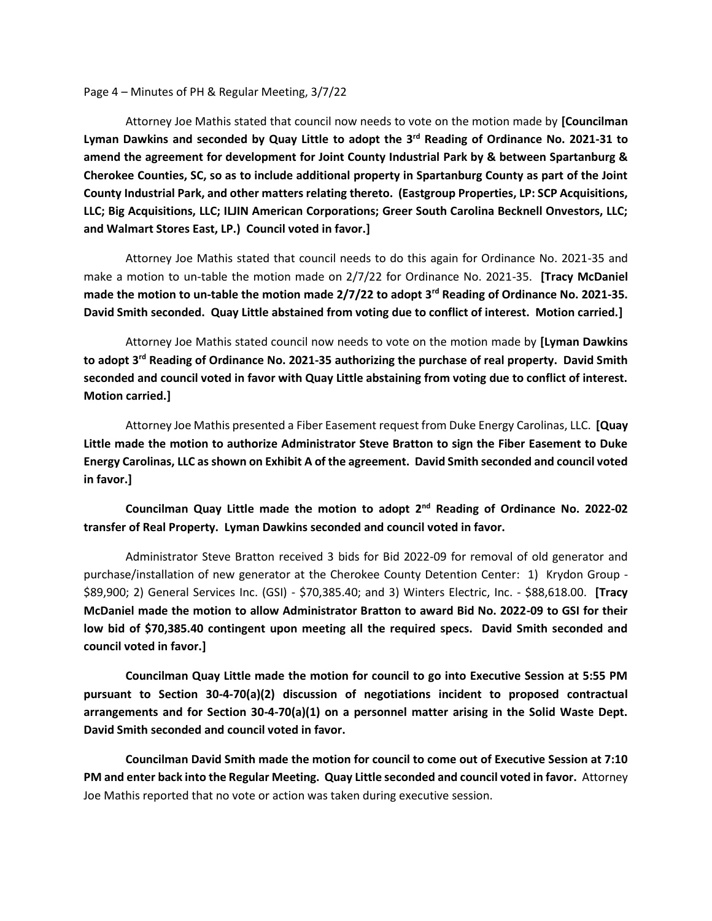Attorney Joe Mathis stated that council now needs to vote on the motion made by **[Councilman Lyman Dawkins and seconded by Quay Little to adopt the 3rd Reading of Ordinance No. 2021-31 to amend the agreement for development for Joint County Industrial Park by & between Spartanburg & Cherokee Counties, SC, so as to include additional property in Spartanburg County as part of the Joint County Industrial Park, and other matters relating thereto. (Eastgroup Properties, LP: SCP Acquisitions, LLC; Big Acquisitions, LLC; ILJIN American Corporations; Greer South Carolina Becknell Onvestors, LLC; and Walmart Stores East, LP.) Council voted in favor.]**

Attorney Joe Mathis stated that council needs to do this again for Ordinance No. 2021-35 and make a motion to un-table the motion made on 2/7/22 for Ordinance No. 2021-35. **[Tracy McDaniel made the motion to un-table the motion made 2/7/22 to adopt 3rd Reading of Ordinance No. 2021-35. David Smith seconded. Quay Little abstained from voting due to conflict of interest. Motion carried.]**

Attorney Joe Mathis stated council now needs to vote on the motion made by **[Lyman Dawkins to adopt 3rd Reading of Ordinance No. 2021-35 authorizing the purchase of real property. David Smith seconded and council voted in favor with Quay Little abstaining from voting due to conflict of interest. Motion carried.]**

Attorney Joe Mathis presented a Fiber Easement request from Duke Energy Carolinas, LLC. **[Quay Little made the motion to authorize Administrator Steve Bratton to sign the Fiber Easement to Duke Energy Carolinas, LLC as shown on Exhibit A of the agreement. David Smith seconded and council voted in favor.]**

**Councilman Quay Little made the motion to adopt 2nd Reading of Ordinance No. 2022-02 transfer of Real Property. Lyman Dawkins seconded and council voted in favor.**

Administrator Steve Bratton received 3 bids for Bid 2022-09 for removal of old generator and purchase/installation of new generator at the Cherokee County Detention Center: 1) Krydon Group - $89,900; 2) General Services Inc. (GSI) - $70,385.40; and 3) Winters Electric, Inc. - $88,618.00. **[Tracy McDaniel made the motion to allow Administrator Bratton to award Bid No. 2022-09 to GSI for their low bid of $70,385.40 contingent upon meeting all the required specs. David Smith seconded and council voted in favor.]**

**Councilman Quay Little made the motion for council to go into Executive Session at 5:55 PM pursuant to Section 30-4-70(a)(2) discussion of negotiations incident to proposed contractual arrangements and for Section 30-4-70(a)(1) on a personnel matter arising in the Solid Waste Dept. David Smith seconded and council voted in favor.**

**Councilman David Smith made the motion for council to come out of Executive Session at 7:10 PM and enter back into the Regular Meeting. Quay Little seconded and council voted in favor.** Attorney Joe Mathis reported that no vote or action was taken during executive session.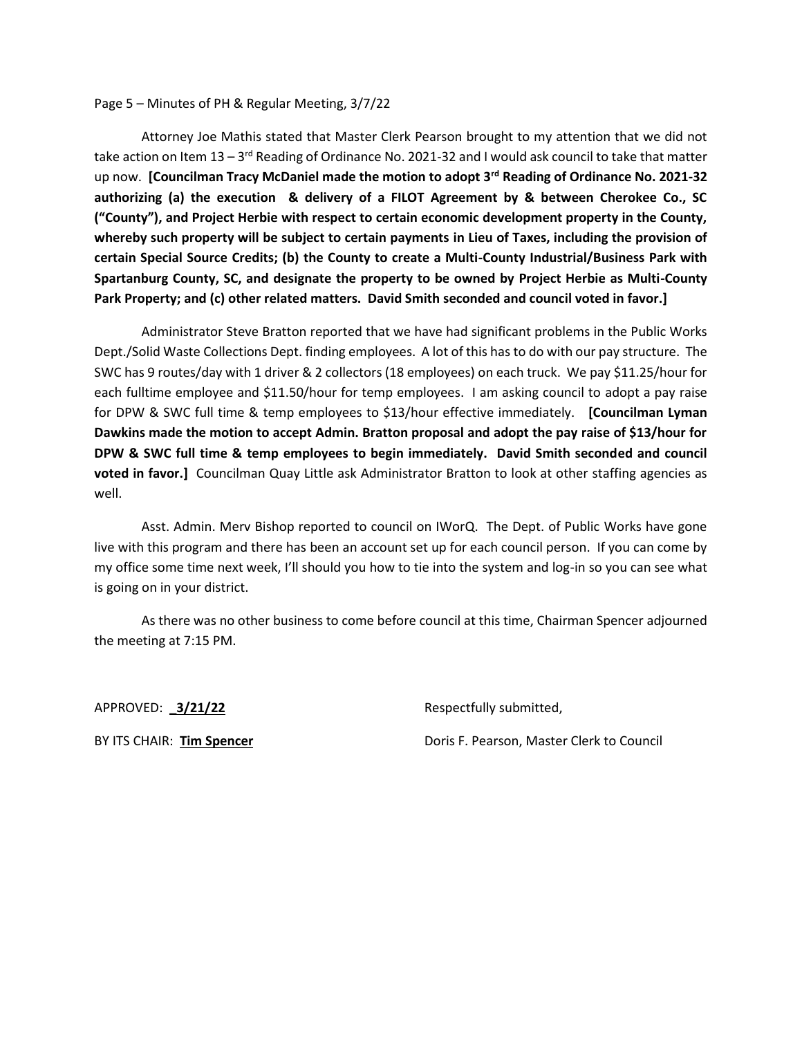Attorney Joe Mathis stated that Master Clerk Pearson brought to my attention that we did not take action on Item 13 – 3rd Reading of Ordinance No. 2021-32 and I would ask council to take that matter up now. **[Councilman Tracy McDaniel made the motion to adopt 3rd Reading of Ordinance No. 2021-32 authorizing (a) the execution & delivery of a FILOT Agreement by & between Cherokee Co., SC ("County"), and Project Herbie with respect to certain economic development property in the County, whereby such property will be subject to certain payments in Lieu of Taxes, including the provision of certain Special Source Credits; (b) the County to create a Multi-County Industrial/Business Park with Spartanburg County, SC, and designate the property to be owned by Project Herbie as Multi-County Park Property; and (c) other related matters. David Smith seconded and council voted in favor.]**

Administrator Steve Bratton reported that we have had significant problems in the Public Works Dept./Solid Waste Collections Dept. finding employees. A lot of this has to do with our pay structure. The SWC has 9 routes/day with 1 driver & 2 collectors (18 employees) on each truck. We pay $11.25/hour for each fulltime employee and $11.50/hour for temp employees. I am asking council to adopt a pay raise for DPW & SWC full time & temp employees to $13/hour effective immediately. **[Councilman Lyman Dawkins made the motion to accept Admin. Bratton proposal and adopt the pay raise of $13/hour for DPW & SWC full time & temp employees to begin immediately. David Smith seconded and council voted in favor.]** Councilman Quay Little ask Administrator Bratton to look at other staffing agencies as well.

Asst. Admin. Merv Bishop reported to council on IWorQ. The Dept. of Public Works have gone live with this program and there has been an account set up for each council person. If you can come by my office some time next week, I'll should you how to tie into the system and log-in so you can see what is going on in your district.

As there was no other business to come before council at this time, Chairman Spencer adjourned the meeting at 7:15 PM.

APPROVED: **_3/21/22**

BY ITS CHAIR: **Tim Spencer**

Respectfully submitted,

Doris F. Pearson, Master Clerk to Council